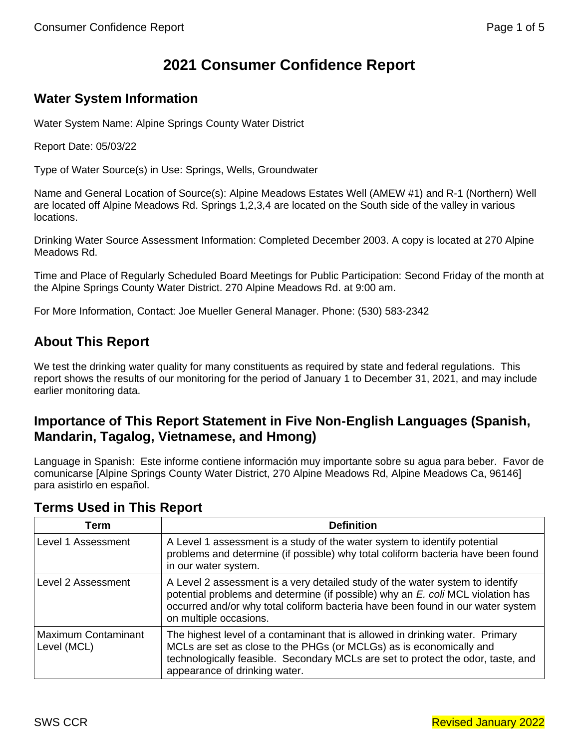# 2021 Consumer Confidence Report

## Water System Information

Water System Name: Alpine Springs County Water District

Report Date: 05/03/22

Type of Water Source(s) in Use: Springs, Wells, Groundwater

Name and General Location of Source(s): Alpine Meadows Estates Well (AMEW #1) and R-1 (Northern) Well are located off Alpine Meadows Rd. Springs 1,2,3,4 are located on the South side of the valley in various locations.

Drinking Water Source Assessment Information: Completed December 2003. A copy is located at 270 Alpine Meadows Rd.

Time and Place of Regularly Scheduled Board Meetings for Public Participation: Second Friday of the month at the Alpine Springs County Water District. 270 Alpine Meadows Rd. at 9:00 am.

For More Information, Contact: Joe Mueller General Manager. Phone: (530) 583-2342

## About This Report

We test the drinking water quality for many constituents as required by state and federal regulations. This report shows the results of our monitoring for the period of January 1 to December 31, 2021, and may include earlier monitoring data.

## Importance of This Report Statement in Five Non-English Languages (Spanish, Mandarin, Tagalog, Vietnamese, and Hmong)

Language in Spanish: Este informe contiene información muy importante sobre su agua para beber. Favor de comunicarse [Alpine Springs County Water District, 270 Alpine Meadows Rd, Alpine Meadows Ca, 96146] para asistirlo en español.

## Terms Used in This Report

| Term | Definition |
|---|---|
| Level 1 Assessment | A Level 1 assessment is a study of the water system to identify potential problems and determine (if possible) why total coliform bacteria have been found in our water system. |
| Level 2 Assessment | A Level 2 assessment is a very detailed study of the water system to identify potential problems and determine (if possible) why an *E. coli* MCL violation has occurred and/or why total coliform bacteria have been found in our water system on multiple occasions. |
| Maximum Contaminant Level (MCL) | The highest level of a contaminant that is allowed in drinking water. Primary MCLs are set as close to the PHGs (or MCLGs) as is economically and technologically feasible. Secondary MCLs are set to protect the odor, taste, and appearance of drinking water. |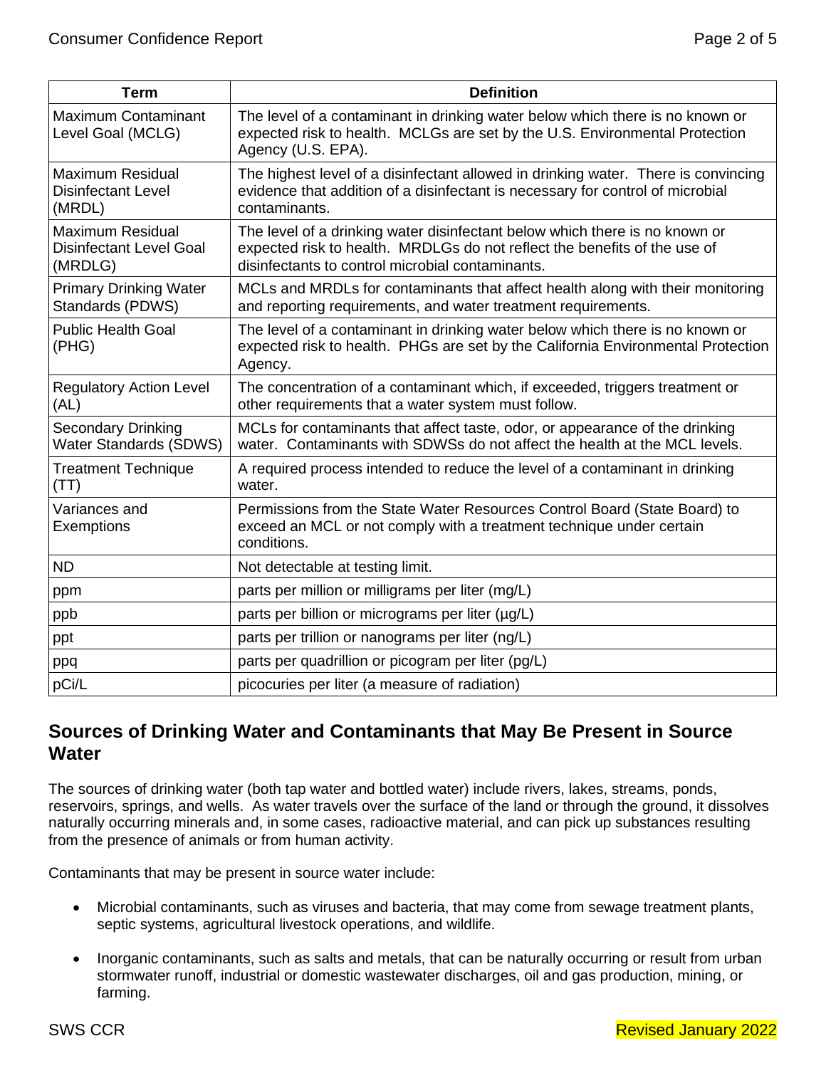| Term | Definition |
|---|---|
| Maximum Contaminant Level Goal (MCLG) | The level of a contaminant in drinking water below which there is no known or expected risk to health. MCLGs are set by the U.S. Environmental Protection Agency (U.S. EPA). |
| Maximum Residual Disinfectant Level (MRDL) | The highest level of a disinfectant allowed in drinking water. There is convincing evidence that addition of a disinfectant is necessary for control of microbial contaminants. |
| Maximum Residual Disinfectant Level Goal (MRDLG) | The level of a drinking water disinfectant below which there is no known or expected risk to health. MRDLGs do not reflect the benefits of the use of disinfectants to control microbial contaminants. |
| Primary Drinking Water Standards (PDWS) | MCLs and MRDLs for contaminants that affect health along with their monitoring and reporting requirements, and water treatment requirements. |
| Public Health Goal (PHG) | The level of a contaminant in drinking water below which there is no known or expected risk to health. PHGs are set by the California Environmental Protection Agency. |
| Regulatory Action Level (AL) | The concentration of a contaminant which, if exceeded, triggers treatment or other requirements that a water system must follow. |
| Secondary Drinking Water Standards (SDWS) | MCLs for contaminants that affect taste, odor, or appearance of the drinking water. Contaminants with SDWSs do not affect the health at the MCL levels. |
| Treatment Technique (TT) | A required process intended to reduce the level of a contaminant in drinking water. |
| Variances and Exemptions | Permissions from the State Water Resources Control Board (State Board) to exceed an MCL or not comply with a treatment technique under certain conditions. |
| ND | Not detectable at testing limit. |
| ppm | parts per million or milligrams per liter (mg/L) |
| ppb | parts per billion or micrograms per liter (µg/L) |
| ppt | parts per trillion or nanograms per liter (ng/L) |
| ppq | parts per quadrillion or picogram per liter (pg/L) |
| pCi/L | picocuries per liter (a measure of radiation) |

## Sources of Drinking Water and Contaminants that May Be Present in Source Water

The sources of drinking water (both tap water and bottled water) include rivers, lakes, streams, ponds, reservoirs, springs, and wells. As water travels over the surface of the land or through the ground, it dissolves naturally occurring minerals and, in some cases, radioactive material, and can pick up substances resulting from the presence of animals or from human activity.

Contaminants that may be present in source water include:

- Microbial contaminants, such as viruses and bacteria, that may come from sewage treatment plants, septic systems, agricultural livestock operations, and wildlife.
- Inorganic contaminants, such as salts and metals, that can be naturally occurring or result from urban stormwater runoff, industrial or domestic wastewater discharges, oil and gas production, mining, or farming.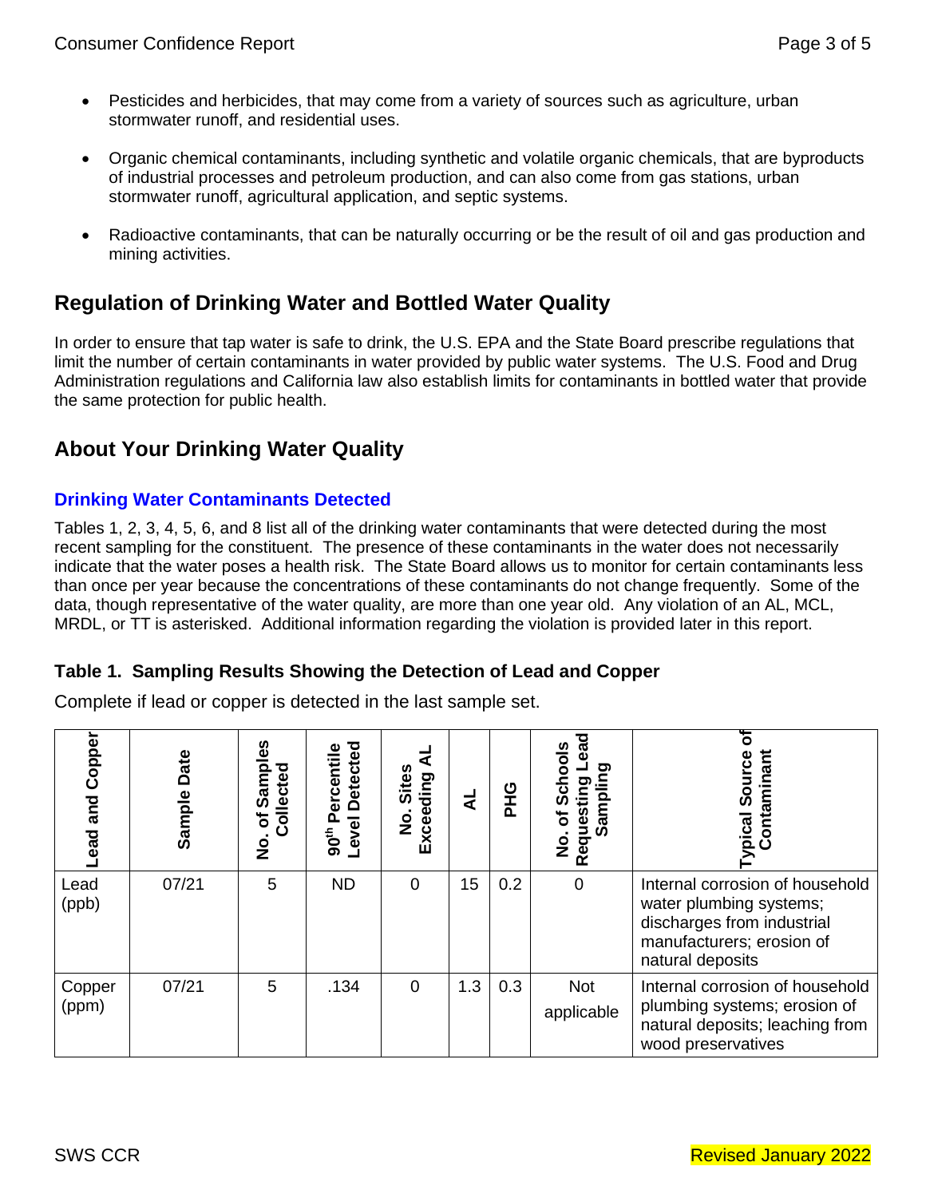- Pesticides and herbicides, that may come from a variety of sources such as agriculture, urban stormwater runoff, and residential uses.

- Organic chemical contaminants, including synthetic and volatile organic chemicals, that are byproducts of industrial processes and petroleum production, and can also come from gas stations, urban stormwater runoff, agricultural application, and septic systems.

- Radioactive contaminants, that can be naturally occurring or be the result of oil and gas production and mining activities.

## Regulation of Drinking Water and Bottled Water Quality

In order to ensure that tap water is safe to drink, the U.S. EPA and the State Board prescribe regulations that limit the number of certain contaminants in water provided by public water systems. The U.S. Food and Drug Administration regulations and California law also establish limits for contaminants in bottled water that provide the same protection for public health.

## About Your Drinking Water Quality

### Drinking Water Contaminants Detected

Tables 1, 2, 3, 4, 5, 6, and 8 list all of the drinking water contaminants that were detected during the most recent sampling for the constituent. The presence of these contaminants in the water does not necessarily indicate that the water poses a health risk. The State Board allows us to monitor for certain contaminants less than once per year because the concentrations of these contaminants do not change frequently. Some of the data, though representative of the water quality, are more than one year old. Any violation of an AL, MCL, MRDL, or TT is asterisked. Additional information regarding the violation is provided later in this report.

### Table 1. Sampling Results Showing the Detection of Lead and Copper

Complete if lead or copper is detected in the last sample set.

| Lead and Copper | Sample Date | No. of Samples Collected | 90th Percentile Level Detected | No. Sites Exceeding AL | AL | PHG | No. of Schools Requesting Lead Sampling | Typical Source of Contaminant |
|---|---|---|---|---|---|---|---|---|
| Lead (ppb) | 07/21 | 5 | ND | 0 | 15 | 0.2 | 0 | Internal corrosion of household water plumbing systems; discharges from industrial manufacturers; erosion of natural deposits |
| Copper (ppm) | 07/21 | 5 | .134 | 0 | 1.3 | 0.3 | Not applicable | Internal corrosion of household plumbing systems; erosion of natural deposits; leaching from wood preservatives |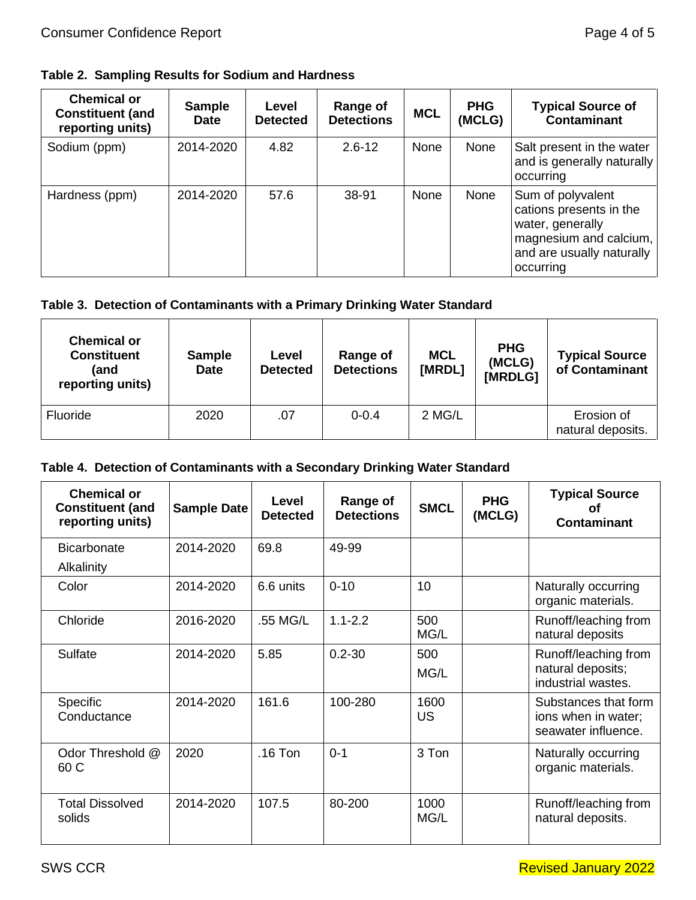**Table 2. Sampling Results for Sodium and Hardness**

| Chemical or Constituent (and reporting units) | Sample Date | Level Detected | Range of Detections | MCL | PHG (MCLG) | Typical Source of Contaminant |
|---|---|---|---|---|---|---|
| Sodium (ppm) | 2014-2020 | 4.82 | 2.6-12 | None | None | Salt present in the water and is generally naturally occurring |
| Hardness (ppm) | 2014-2020 | 57.6 | 38-91 | None | None | Sum of polyvalent cations presents in the water, generally magnesium and calcium, and are usually naturally occurring |

**Table 3. Detection of Contaminants with a Primary Drinking Water Standard**

| Chemical or Constituent (and reporting units) | Sample Date | Level Detected | Range of Detections | MCL [MRDL] | PHG (MCLG) [MRDLG] | Typical Source of Contaminant |
|---|---|---|---|---|---|---|
| Fluoride | 2020 | .07 | 0-0.4 | 2 MG/L | | Erosion of natural deposits. |

**Table 4. Detection of Contaminants with a Secondary Drinking Water Standard**

| Chemical or Constituent (and reporting units) | Sample Date | Level Detected | Range of Detections | SMCL | PHG (MCLG) | Typical Source of Contaminant |
|---|---|---|---|---|---|---|
| Bicarbonate Alkalinity | 2014-2020 | 69.8 | 49-99 | | | |
| Color | 2014-2020 | 6.6 units | 0-10 | 10 | | Naturally occurring organic materials. |
| Chloride | 2016-2020 | .55 MG/L | 1.1-2.2 | 500 MG/L | | Runoff/leaching from natural deposits |
| Sulfate | 2014-2020 | 5.85 | 0.2-30 | 500 MG/L | | Runoff/leaching from natural deposits; industrial wastes. |
| Specific Conductance | 2014-2020 | 161.6 | 100-280 | 1600 US | | Substances that form ions when in water; seawater influence. |
| Odor Threshold @ 60 C | 2020 | .16 Ton | 0-1 | 3 Ton | | Naturally occurring organic materials. |
| Total Dissolved solids | 2014-2020 | 107.5 | 80-200 | 1000 MG/L | | Runoff/leaching from natural deposits. |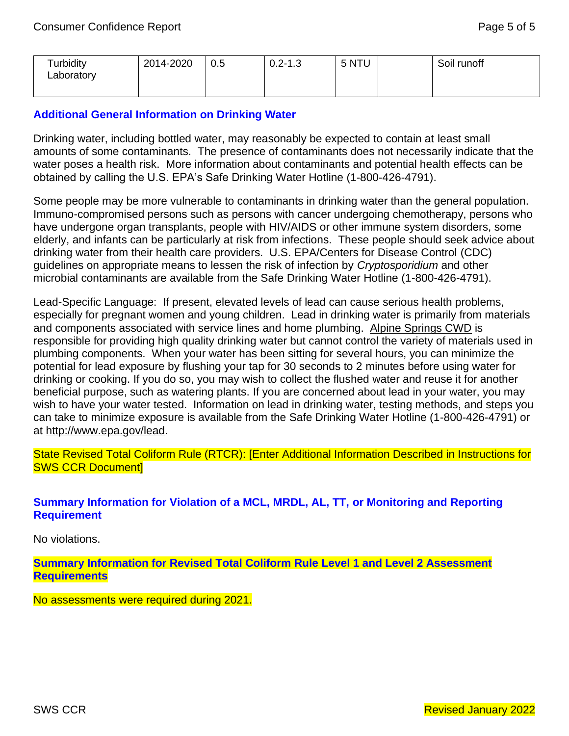| | | | | | | |
|---|---|---|---|---|---|---|
| Turbidity Laboratory | 2014-2020 | 0.5 | 0.2-1.3 | 5 NTU | | Soil runoff |

## Additional General Information on Drinking Water

Drinking water, including bottled water, may reasonably be expected to contain at least small amounts of some contaminants. The presence of contaminants does not necessarily indicate that the water poses a health risk. More information about contaminants and potential health effects can be obtained by calling the U.S. EPA's Safe Drinking Water Hotline (1-800-426-4791).

Some people may be more vulnerable to contaminants in drinking water than the general population. Immuno-compromised persons such as persons with cancer undergoing chemotherapy, persons who have undergone organ transplants, people with HIV/AIDS or other immune system disorders, some elderly, and infants can be particularly at risk from infections. These people should seek advice about drinking water from their health care providers. U.S. EPA/Centers for Disease Control (CDC) guidelines on appropriate means to lessen the risk of infection by *Cryptosporidium* and other microbial contaminants are available from the Safe Drinking Water Hotline (1-800-426-4791).

Lead-Specific Language: If present, elevated levels of lead can cause serious health problems, especially for pregnant women and young children. Lead in drinking water is primarily from materials and components associated with service lines and home plumbing. Alpine Springs CWD is responsible for providing high quality drinking water but cannot control the variety of materials used in plumbing components. When your water has been sitting for several hours, you can minimize the potential for lead exposure by flushing your tap for 30 seconds to 2 minutes before using water for drinking or cooking. If you do so, you may wish to collect the flushed water and reuse it for another beneficial purpose, such as watering plants. If you are concerned about lead in your water, you may wish to have your water tested. Information on lead in drinking water, testing methods, and steps you can take to minimize exposure is available from the Safe Drinking Water Hotline (1-800-426-4791) or at http://www.epa.gov/lead.

State Revised Total Coliform Rule (RTCR): [Enter Additional Information Described in Instructions for SWS CCR Document]

## Summary Information for Violation of a MCL, MRDL, AL, TT, or Monitoring and Reporting Requirement

No violations.

## Summary Information for Revised Total Coliform Rule Level 1 and Level 2 Assessment Requirements

No assessments were required during 2021.